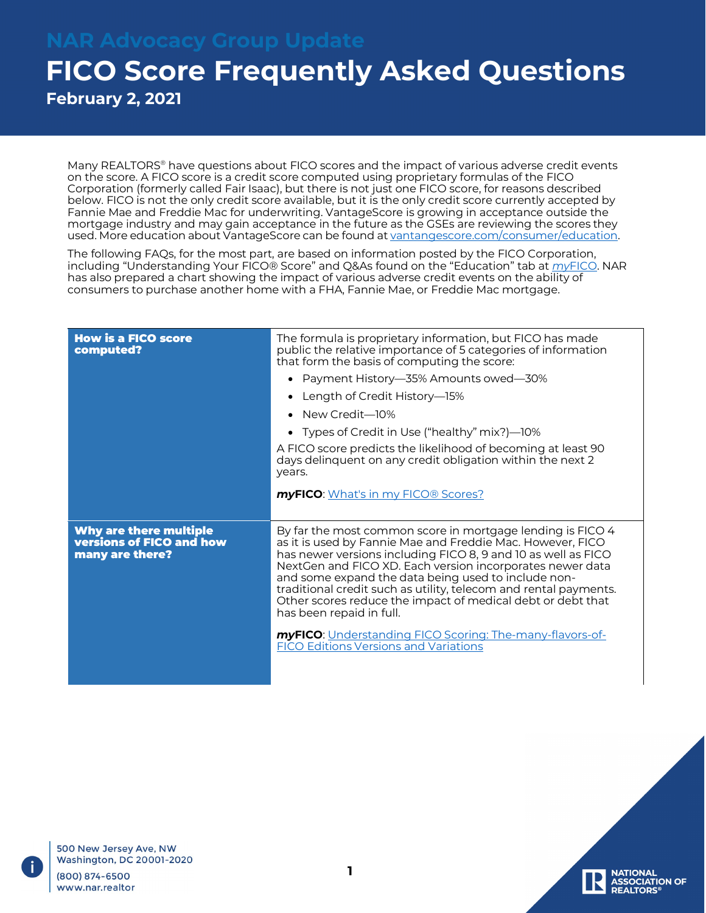NAR Advocacy Group Update

# FICO Score Frequently Asked Questions

**February 2, 2021**

Many REALTORS® have questions about FICO scores and the impact of various adverse credit events on the score. A FICO score is a credit score computed using proprietary formulas of the FICO Corporation (formerly called Fair Isaac), but there is not just one FICO score, for reasons described below. FICO is not the only credit score available, but it is the only credit score currently accepted by Fannie Mae and Freddie Mac for underwriting. VantageScore is growing in acceptance outside the mortgage industry and may gain acceptance in the future as the GSEs are reviewing the scores they used. More education about VantageScore can be found at vantagescore.com/consumer/education.

The following FAQs, for the most part, are based on information posted by the FICO Corporation, including "Understanding Your FICO® Score" and Q&As found on the "Education" tab at *my*FICO. NAR has also prepared a chart showing the impact of various adverse credit events on the ability of consumers to purchase another home with a FHA, Fannie Mae, or Freddie Mac mortgage.

| | |
|---|---|
| **How is a FICO score computed?** | The formula is proprietary information, but FICO has made public the relative importance of 5 categories of information that form the basis of computing the score:<br>• Payment History—35% Amounts owed—30%<br>• Length of Credit History—15%<br>• New Credit—10%<br>• Types of Credit in Use ("healthy" mix?)—10%<br>A FICO score predicts the likelihood of becoming at least 90 days delinquent on any credit obligation within the next 2 years.<br>***my*FICO**: What's in my FICO® Scores? |
| **Why are there multiple versions of FICO and how many are there?** | By far the most common score in mortgage lending is FICO 4 as it is used by Fannie Mae and Freddie Mac. However, FICO has newer versions including FICO 8, 9 and 10 as well as FICO NextGen and FICO XD. Each version incorporates newer data and some expand the data being used to include non-traditional credit such as utility, telecom and rental payments. Other scores reduce the impact of medical debt or debt that has been repaid in full.<br>***my*FICO**: Understanding FICO Scoring: The-many-flavors-of-FICO Editions Versions and Variations |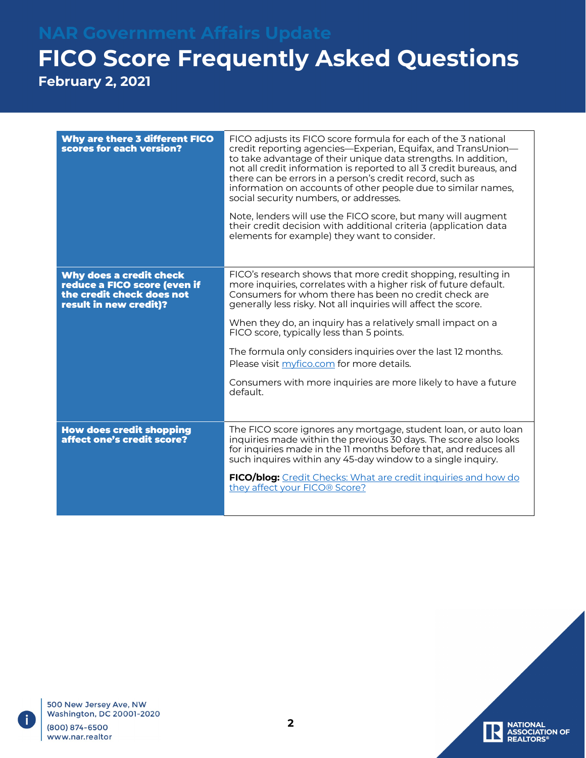# NAR Government Affairs Update

# FICO Score Frequently Asked Questions

**February 2, 2021**

| | |
|---|---|
| **Why are there 3 different FICO scores for each version?** | FICO adjusts its FICO score formula for each of the 3 national credit reporting agencies—Experian, Equifax, and TransUnion—to take advantage of their unique data strengths. In addition, not all credit information is reported to all 3 credit bureaus, and there can be errors in a person's credit record, such as information on accounts of other people due to similar names, social security numbers, or addresses.<br><br>Note, lenders will use the FICO score, but many will augment their credit decision with additional criteria (application data elements for example) they want to consider. |
| **Why does a credit check reduce a FICO score (even if the credit check does not result in new credit)?** | FICO's research shows that more credit shopping, resulting in more inquiries, correlates with a higher risk of future default. Consumers for whom there has been no credit check are generally less risky. Not all inquiries will affect the score.<br><br>When they do, an inquiry has a relatively small impact on a FICO score, typically less than 5 points.<br><br>The formula only considers inquiries over the last 12 months. Please visit [myfico.com](myfico.com) for more details.<br><br>Consumers with more inquiries are more likely to have a future default. |
| **How does credit shopping affect one's credit score?** | The FICO score ignores any mortgage, student loan, or auto loan inquiries made within the previous 30 days. The score also looks for inquiries made in the 11 months before that, and reduces all such inquires within any 45-day window to a single inquiry.<br><br>**FICO/blog:** Credit Checks: What are credit inquiries and how do they affect your FICO® Score? |

500 New Jersey Ave, NW
Washington, DC 20001-2020
(800) 874-6500
www.nar.realtor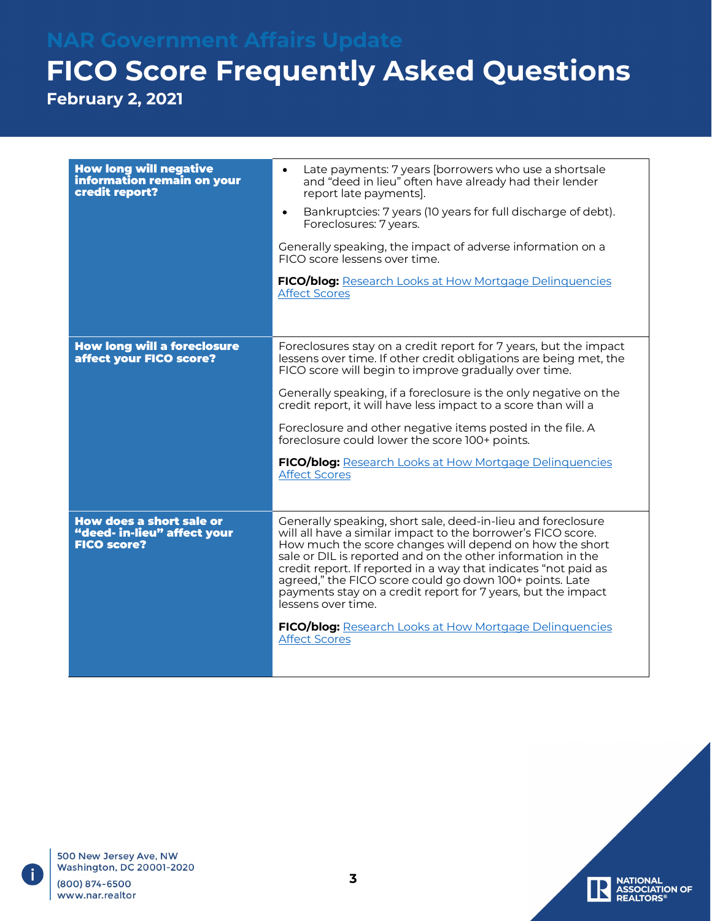# NAR Government Affairs Update

# FICO Score Frequently Asked Questions

**February 2, 2021**

| | |
|---|---|
| **How long will negative information remain on your credit report?** | • Late payments: 7 years [borrowers who use a shortsale and "deed in lieu" often have already had their lender report late payments].<br>• Bankruptcies: 7 years (10 years for full discharge of debt). Foreclosures: 7 years.<br><br>Generally speaking, the impact of adverse information on a FICO score lessens over time.<br><br>**FICO/blog:** Research Looks at How Mortgage Delinquencies Affect Scores |
| **How long will a foreclosure affect your FICO score?** | Foreclosures stay on a credit report for 7 years, but the impact lessens over time. If other credit obligations are being met, the FICO score will begin to improve gradually over time.<br><br>Generally speaking, if a foreclosure is the only negative on the credit report, it will have less impact to a score than will a<br><br>Foreclosure and other negative items posted in the file. A foreclosure could lower the score 100+ points.<br><br>**FICO/blog:** Research Looks at How Mortgage Delinquencies Affect Scores |
| **How does a short sale or "deed- in-lieu" affect your FICO score?** | Generally speaking, short sale, deed-in-lieu and foreclosure will all have a similar impact to the borrower's FICO score. How much the score changes will depend on how the short sale or DIL is reported and on the other information in the credit report. If reported in a way that indicates "not paid as agreed," the FICO score could go down 100+ points. Late payments stay on a credit report for 7 years, but the impact lessens over time.<br><br>**FICO/blog:** Research Looks at How Mortgage Delinquencies Affect Scores |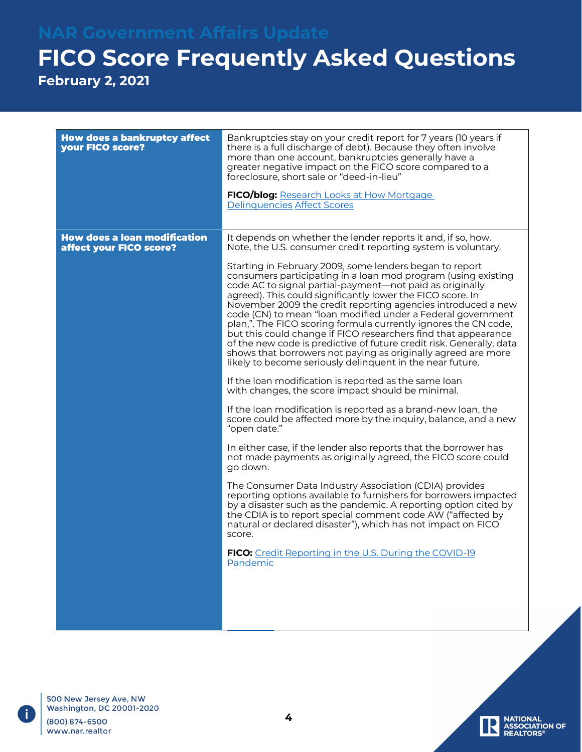| How does a bankruptcy affect your FICO score? | Bankruptcies stay on your credit report for 7 years (10 years if there is a full discharge of debt). Because they often involve more than one account, bankruptcies generally have a greater negative impact on the FICO score compared to a foreclosure, short sale or "deed-in-lieu"<br><br>**FICO/blog:** [Research Looks at How Mortgage Delinquencies Affect Scores]() |
|---|---|
| **How does a loan modification affect your FICO score?** | It depends on whether the lender reports it and, if so, how. Note, the U.S. consumer credit reporting system is voluntary.<br><br>Starting in February 2009, some lenders began to report consumers participating in a loan mod program (using existing code AC to signal partial-payment—not paid as originally agreed). This could significantly lower the FICO score. In November 2009 the credit reporting agencies introduced a new code (CN) to mean "loan modified under a Federal government plan,". The FICO scoring formula currently ignores the CN code, but this could change if FICO researchers find that appearance of the new code is predictive of future credit risk. Generally, data shows that borrowers not paying as originally agreed are more likely to become seriously delinquent in the near future.<br><br>If the loan modification is reported as the same loan with changes, the score impact should be minimal.<br><br>If the loan modification is reported as a brand-new loan, the score could be affected more by the inquiry, balance, and a new "open date."<br><br>In either case, if the lender also reports that the borrower has not made payments as originally agreed, the FICO score could go down.<br><br>The Consumer Data Industry Association (CDIA) provides reporting options available to furnishers for borrowers impacted by a disaster such as the pandemic. A reporting option cited by the CDIA is to report special comment code AW ("affected by natural or declared disaster"), which has not impact on FICO score.<br><br>**FICO:** [Credit Reporting in the U.S. During the COVID-19 Pandemic]() |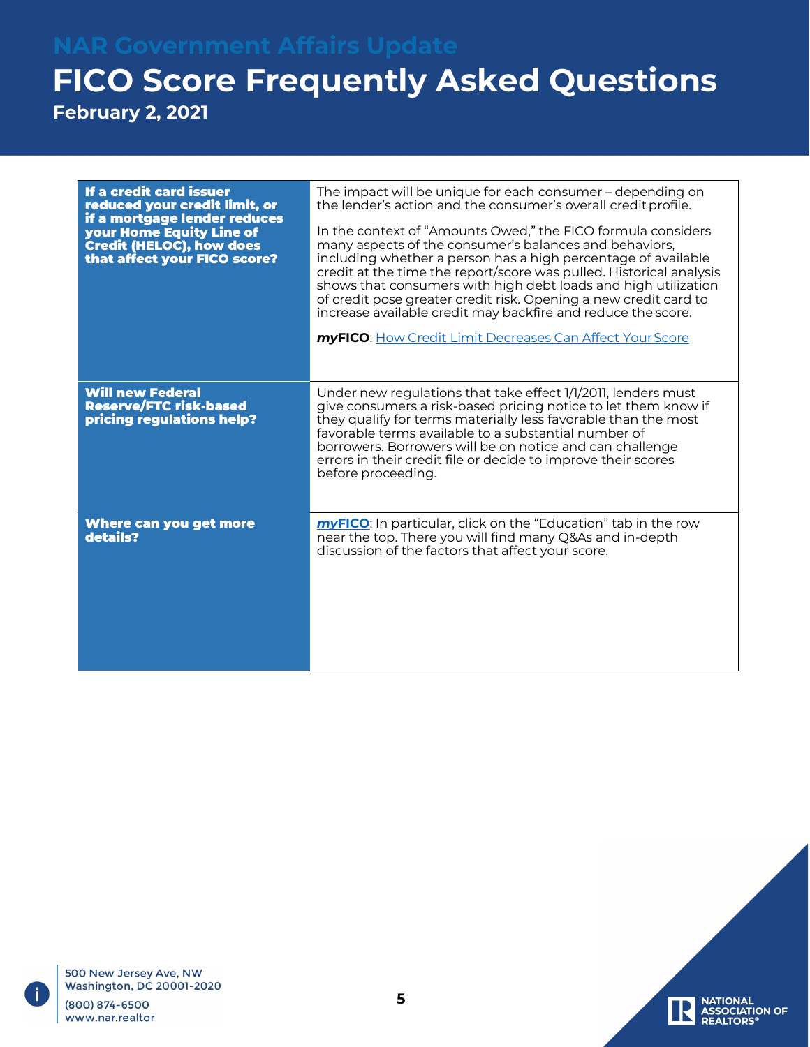| | |
|---|---|
| **If a credit card issuer reduced your credit limit, or if a mortgage lender reduces your Home Equity Line of Credit (HELOC), how does that affect your FICO score?** | The impact will be unique for each consumer – depending on the lender's action and the consumer's overall credit profile.<br><br>In the context of "Amounts Owed," the FICO formula considers many aspects of the consumer's balances and behaviors, including whether a person has a high percentage of available credit at the time the report/score was pulled. Historical analysis shows that consumers with high debt loads and high utilization of credit pose greater credit risk. Opening a new credit card to increase available credit may backfire and reduce the score.<br><br>***my*FICO**: How Credit Limit Decreases Can Affect Your Score |
| **Will new Federal Reserve/FTC risk-based pricing regulations help?** | Under new regulations that take effect 1/1/2011, lenders must give consumers a risk-based pricing notice to let them know if they qualify for terms materially less favorable than the most favorable terms available to a substantial number of borrowers. Borrowers will be on notice and can challenge errors in their credit file or decide to improve their scores before proceeding. |
| **Where can you get more details?** | ***my*FICO**: In particular, click on the "Education" tab in the row near the top. There you will find many Q&As and in-depth discussion of the factors that affect your score. |